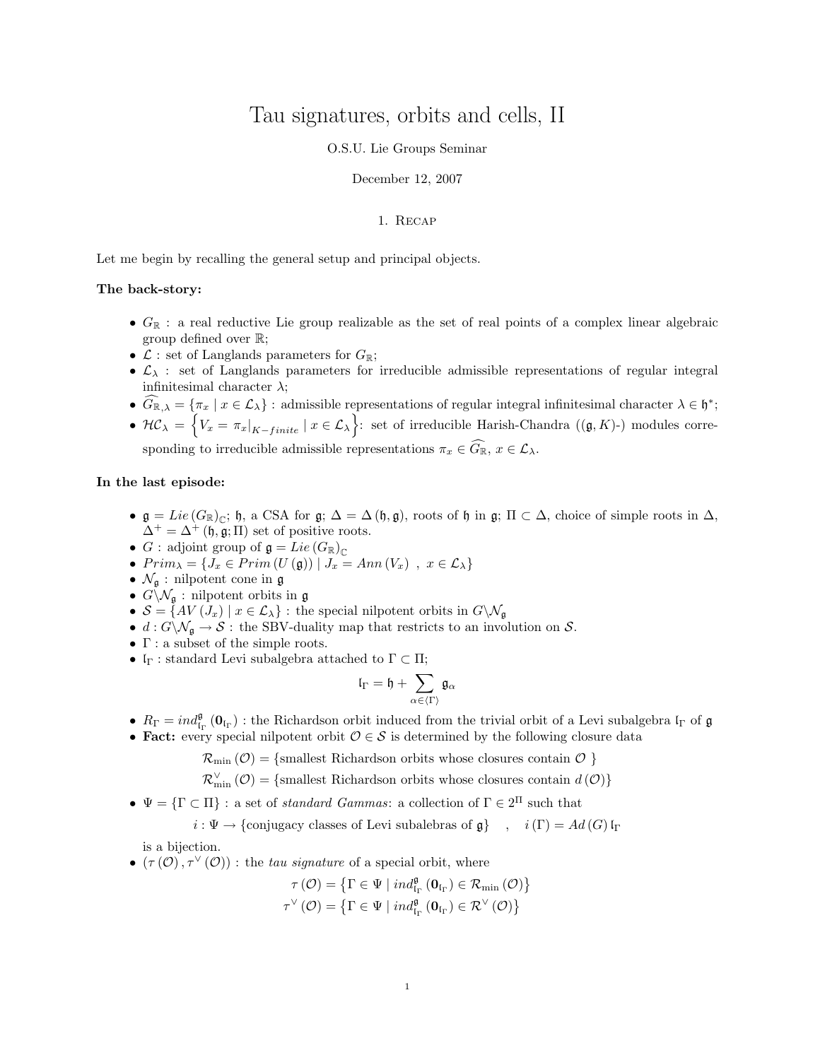# Tau signatures, orbits and cells, II

O.S.U. Lie Groups Seminar

December 12, 2007

## 1. Recap

Let me begin by recalling the general setup and principal objects.

**The back-story:**

- $G_{\mathbb{R}}$ : a real reductive Lie group realizable as the set of real points of a complex linear algebraic group defined over $\mathbb{R}$;
- $\mathcal{L}$ : set of Langlands parameters for $G_{\mathbb{R}}$;
- $\mathcal{L}_\lambda$ : set of Langlands parameters for irreducible admissible representations of regular integral infinitesimal character $\lambda$;
- $\widehat{G_{\mathbb{R},\lambda}} = \{\pi_x \mid x \in \mathcal{L}_\lambda\}$ : admissible representations of regular integral infinitesimal character $\lambda \in \mathfrak{h}^*$;
- $\mathcal{HC}_\lambda = \left\{V_x = \pi_x|_{K-finite} \mid x \in \mathcal{L}_\lambda\right\}$: set of irreducible Harish-Chandra ($(\mathfrak{g}, K)$-) modules corresponding to irreducible admissible representations $\pi_x \in \widehat{G_{\mathbb{R}}}$, $x \in \mathcal{L}_\lambda$.

**In the last episode:**

- $\mathfrak{g} = Lie\left(G_{\mathbb{R}}\right)_{\mathbb{C}}$; $\mathfrak{h}$, a CSA for $\mathfrak{g}$; $\Delta = \Delta\left(\mathfrak{h}, \mathfrak{g}\right)$, roots of $\mathfrak{h}$ in $\mathfrak{g}$; $\Pi \subset \Delta$, choice of simple roots in $\Delta$, $\Delta^+ = \Delta^+\left(\mathfrak{h}, \mathfrak{g}; \Pi\right)$ set of positive roots.
- $G$ : adjoint group of $\mathfrak{g} = Lie\left(G_{\mathbb{R}}\right)_{\mathbb{C}}$
- $Prim_\lambda = \left\{J_x \in Prim\left(U\left(\mathfrak{g}\right)\right) \mid J_x = Ann\left(V_x\right) \ , \ x \in \mathcal{L}_\lambda\right\}$
- $\mathcal{N}_{\mathfrak{g}}$ : nilpotent cone in $\mathfrak{g}$
- $G \backslash \mathcal{N}_{\mathfrak{g}}$ : nilpotent orbits in $\mathfrak{g}$
- $\mathcal{S} = \left\{AV\left(J_x\right) \mid x \in \mathcal{L}_\lambda\right\}$ : the special nilpotent orbits in $G \backslash \mathcal{N}_{\mathfrak{g}}$
- $d : G \backslash \mathcal{N}_{\mathfrak{g}} \to \mathcal{S}$ : the SBV-duality map that restricts to an involution on $\mathcal{S}$.
- $\Gamma$ : a subset of the simple roots.
- $\mathfrak{l}_\Gamma$ : standard Levi subalgebra attached to $\Gamma \subset \Pi$;
$$\mathfrak{l}_\Gamma = \mathfrak{h} + \sum_{\alpha \in \langle \Gamma \rangle} \mathfrak{g}_\alpha$$
- $R_\Gamma = ind_{\mathfrak{l}_\Gamma}^{\mathfrak{g}}\left(\mathbf{0}_{\mathfrak{l}_\Gamma}\right)$ : the Richardson orbit induced from the trivial orbit of a Levi subalgebra $\mathfrak{l}_\Gamma$ of $\mathfrak{g}$
- **Fact:** every special nilpotent orbit $\mathcal{O} \in \mathcal{S}$ is determined by the following closure data
$$\mathcal{R}_{\min}\left(\mathcal{O}\right) = \{\text{smallest Richardson orbits whose closures contain } \mathcal{O}\ \}$$
$$\mathcal{R}_{\min}^\vee\left(\mathcal{O}\right) = \{\text{smallest Richardson orbits whose closures contain } d\left(\mathcal{O}\right)\}$$
- $\Psi = \{\Gamma \subset \Pi\}$ : a set of *standard Gammas*: a collection of $\Gamma \in 2^\Pi$ such that
$$i : \Psi \to \{\text{conjugacy classes of Levi subalebras of } \mathfrak{g}\} \quad , \quad i\left(\Gamma\right) = Ad\left(G\right)\mathfrak{l}_\Gamma$$
is a bijection.
- $\left(\tau\left(\mathcal{O}\right), \tau^\vee\left(\mathcal{O}\right)\right)$ : the *tau signature* of a special orbit, where
$$\tau\left(\mathcal{O}\right) = \left\{\Gamma \in \Psi \mid ind_{\mathfrak{l}_\Gamma}^{\mathfrak{g}}\left(\mathbf{0}_{\mathfrak{l}_\Gamma}\right) \in \mathcal{R}_{\min}\left(\mathcal{O}\right)\right\}$$
$$\tau^\vee\left(\mathcal{O}\right) = \left\{\Gamma \in \Psi \mid ind_{\mathfrak{l}_\Gamma}^{\mathfrak{g}}\left(\mathbf{0}_{\mathfrak{l}_\Gamma}\right) \in \mathcal{R}^\vee\left(\mathcal{O}\right)\right\}$$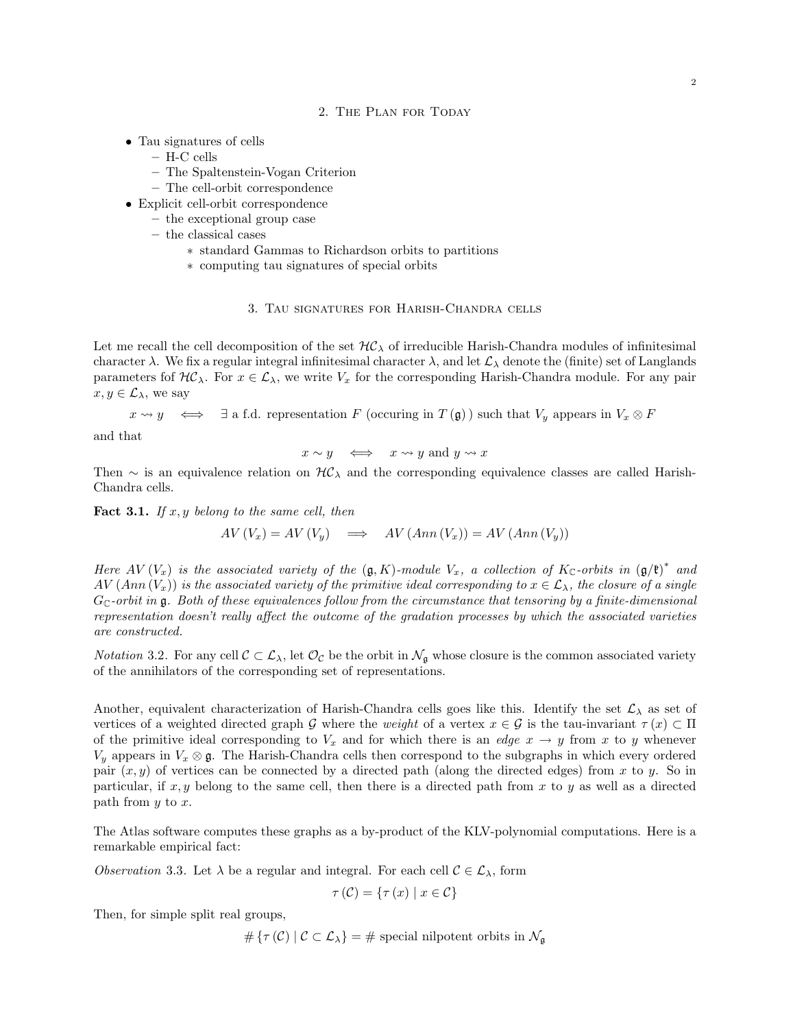## 2. The Plan for Today

- Tau signatures of cells
  - H-C cells
  - The Spaltenstein-Vogan Criterion
  - The cell-orbit correspondence
- Explicit cell-orbit correspondence
  - the exceptional group case
  - the classical cases
    - standard Gammas to Richardson orbits to partitions
    - computing tau signatures of special orbits

## 3. Tau signatures for Harish-Chandra cells

Let me recall the cell decomposition of the set $\mathcal{HC}_\lambda$ of irreducible Harish-Chandra modules of infinitesimal character $\lambda$. We fix a regular integral infinitesimal character $\lambda$, and let $\mathcal{L}_\lambda$ denote the (finite) set of Langlands parameters fof $\mathcal{HC}_\lambda$. For $x \in \mathcal{L}_\lambda$, we write $V_x$ for the corresponding Harish-Chandra module. For any pair $x, y \in \mathcal{L}_\lambda$, we say

$$x \rightsquigarrow y \quad \Longleftrightarrow \quad \exists \text{ a f.d. representation } F \text{ (occuring in } T(\mathfrak{g})\text{) such that } V_y \text{ appears in } V_x \otimes F$$

and that

$$x \sim y \quad \Longleftrightarrow \quad x \rightsquigarrow y \text{ and } y \rightsquigarrow x$$

Then $\sim$ is an equivalence relation on $\mathcal{HC}_\lambda$ and the corresponding equivalence classes are called Harish-Chandra cells.

**Fact 3.1.** *If $x, y$ belong to the same cell, then*

$$AV(V_x) = AV(V_y) \quad \Longrightarrow \quad AV(Ann(V_x)) = AV(Ann(V_y))$$

*Here $AV(V_x)$ is the associated variety of the $(\mathfrak{g}, K)$-module $V_x$, a collection of $K_{\mathbb{C}}$-orbits in $(\mathfrak{g}/\mathfrak{k})^*$ and $AV(Ann(V_x))$ is the associated variety of the primitive ideal corresponding to $x \in \mathcal{L}_\lambda$, the closure of a single $G_{\mathbb{C}}$-orbit in $\mathfrak{g}$. Both of these equivalences follow from the circumstance that tensoring by a finite-dimensional representation doesn't really affect the outcome of the gradation processes by which the associated varieties are constructed.*

*Notation* 3.2. For any cell $\mathcal{C} \subset \mathcal{L}_\lambda$, let $\mathcal{O}_{\mathcal{C}}$ be the orbit in $\mathcal{N}_{\mathfrak{g}}$ whose closure is the common associated variety of the annihilators of the corresponding set of representations.

Another, equivalent characterization of Harish-Chandra cells goes like this. Identify the set $\mathcal{L}_\lambda$ as set of vertices of a weighted directed graph $\mathcal{G}$ where the *weight* of a vertex $x \in \mathcal{G}$ is the tau-invariant $\tau(x) \subset \Pi$ of the primitive ideal corresponding to $V_x$ and for which there is an *edge* $x \to y$ from $x$ to $y$ whenever $V_y$ appears in $V_x \otimes \mathfrak{g}$. The Harish-Chandra cells then correspond to the subgraphs in which every ordered pair $(x, y)$ of vertices can be connected by a directed path (along the directed edges) from $x$ to $y$. So in particular, if $x, y$ belong to the same cell, then there is a directed path from $x$ to $y$ as well as a directed path from $y$ to $x$.

The Atlas software computes these graphs as a by-product of the KLV-polynomial computations. Here is a remarkable empirical fact:

*Observation* 3.3. Let $\lambda$ be a regular and integral. For each cell $\mathcal{C} \in \mathcal{L}_\lambda$, form

$$\tau(\mathcal{C}) = \{\tau(x) \mid x \in \mathcal{C}\}$$

Then, for simple split real groups,

$$\#\{\tau(\mathcal{C}) \mid \mathcal{C} \subset \mathcal{L}_\lambda\} = \# \text{ special nilpotent orbits in } \mathcal{N}_{\mathfrak{g}}$$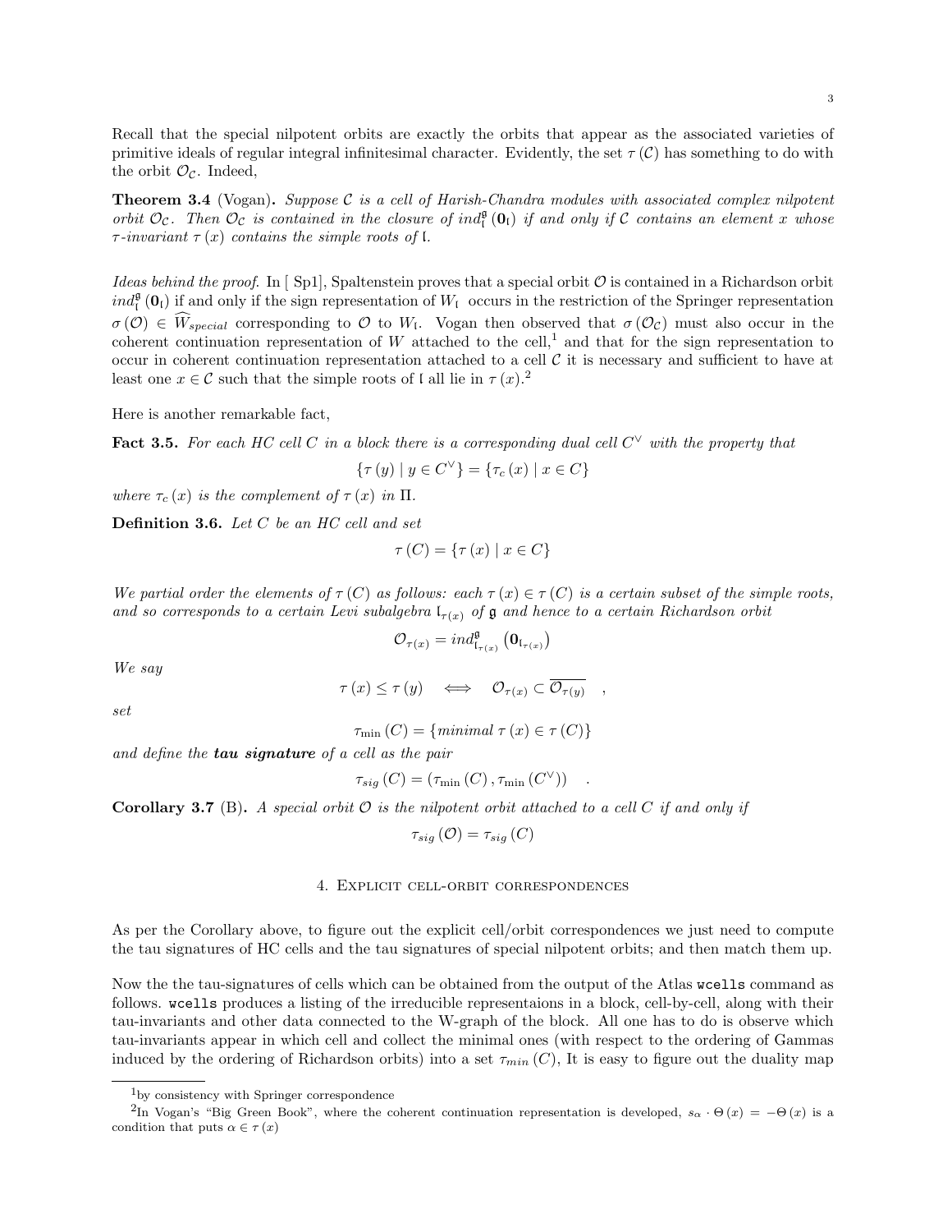Recall that the special nilpotent orbits are exactly the orbits that appear as the associated varieties of primitive ideals of regular integral infinitesimal character. Evidently, the set $\tau(\mathcal{C})$ has something to do with the orbit $\mathcal{O}_{\mathcal{C}}$. Indeed,

**Theorem 3.4** (Vogan)**.** *Suppose $\mathcal{C}$ is a cell of Harish-Chandra modules with associated complex nilpotent orbit $\mathcal{O}_{\mathcal{C}}$. Then $\mathcal{O}_{\mathcal{C}}$ is contained in the closure of $ind_{\mathfrak{l}}^{\mathfrak{g}}(\mathbf{0}_{\mathfrak{l}})$ if and only if $\mathcal{C}$ contains an element $x$ whose $\tau$-invariant $\tau(x)$ contains the simple roots of $\mathfrak{l}$.*

*Ideas behind the proof.* In [ Sp1], Spaltenstein proves that a special orbit $\mathcal{O}$ is contained in a Richardson orbit $ind_{\mathfrak{l}}^{\mathfrak{g}}(\mathbf{0}_{\mathfrak{l}})$ if and only if the sign representation of $W_{\mathfrak{l}}$ occurs in the restriction of the Springer representation $\sigma(\mathcal{O}) \in \widehat{W}_{special}$ corresponding to $\mathcal{O}$ to $W_{\mathfrak{l}}$. Vogan then observed that $\sigma(\mathcal{O}_{\mathcal{C}})$ must also occur in the coherent continuation representation of $W$ attached to the cell,[1] and that for the sign representation to occur in coherent continuation representation attached to a cell $\mathcal{C}$ it is necessary and sufficient to have at least one $x \in \mathcal{C}$ such that the simple roots of $\mathfrak{l}$ all lie in $\tau(x)$.[2]

Here is another remarkable fact,

**Fact 3.5.** *For each HC cell $C$ in a block there is a corresponding dual cell $C^\vee$ with the property that*

$$\{\tau(y) \mid y \in C^\vee\} = \{\tau_c(x) \mid x \in C\}$$

*where $\tau_c(x)$ is the complement of $\tau(x)$ in $\Pi$.*

**Definition 3.6.** *Let $C$ be an HC cell and set*

$$\tau(C) = \{\tau(x) \mid x \in C\}$$

*We partial order the elements of $\tau(C)$ as follows: each $\tau(x) \in \tau(C)$ is a certain subset of the simple roots, and so corresponds to a certain Levi subalgebra $\mathfrak{l}_{\tau(x)}$ of $\mathfrak{g}$ and hence to a certain Richardson orbit*

$$\mathcal{O}_{\tau(x)} = ind_{\mathfrak{l}_{\tau(x)}}^{\mathfrak{g}}\left(\mathbf{0}_{\mathfrak{l}_{\tau(x)}}\right)$$

*We say*

$$\tau(x) \leq \tau(y) \quad \Longleftrightarrow \quad \mathcal{O}_{\tau(x)} \subset \overline{\mathcal{O}_{\tau(y)}} \quad ,$$

*set*

$$\tau_{\min}(C) = \{minimal\ \tau(x) \in \tau(C)\}$$

*and define the* ***tau signature*** *of a cell as the pair*

$$\tau_{sig}(C) = (\tau_{\min}(C), \tau_{\min}(C^\vee)) \quad .$$

**Corollary 3.7** (B)**.** *A special orbit $\mathcal{O}$ is the nilpotent orbit attached to a cell $C$ if and only if*

$$\tau_{sig}(\mathcal{O}) = \tau_{sig}(C)$$

## 4. Explicit cell-orbit correspondences

As per the Corollary above, to figure out the explicit cell/orbit correspondences we just need to compute the tau signatures of HC cells and the tau signatures of special nilpotent orbits; and then match them up.

Now the the tau-signatures of cells which can be obtained from the output of the Atlas `wcells` command as follows. `wcells` produces a listing of the irreducible representaions in a block, cell-by-cell, along with their tau-invariants and other data connected to the W-graph of the block. All one has to do is observe which tau-invariants appear in which cell and collect the minimal ones (with respect to the ordering of Gammas induced by the ordering of Richardson orbits) into a set $\tau_{min}(C)$, It is easy to figure out the duality map

---

[1] by consistency with Springer correspondence

[2] In Vogan's "Big Green Book", where the coherent continuation representation is developed, $s_\alpha \cdot \Theta(x) = -\Theta(x)$ is a condition that puts $\alpha \in \tau(x)$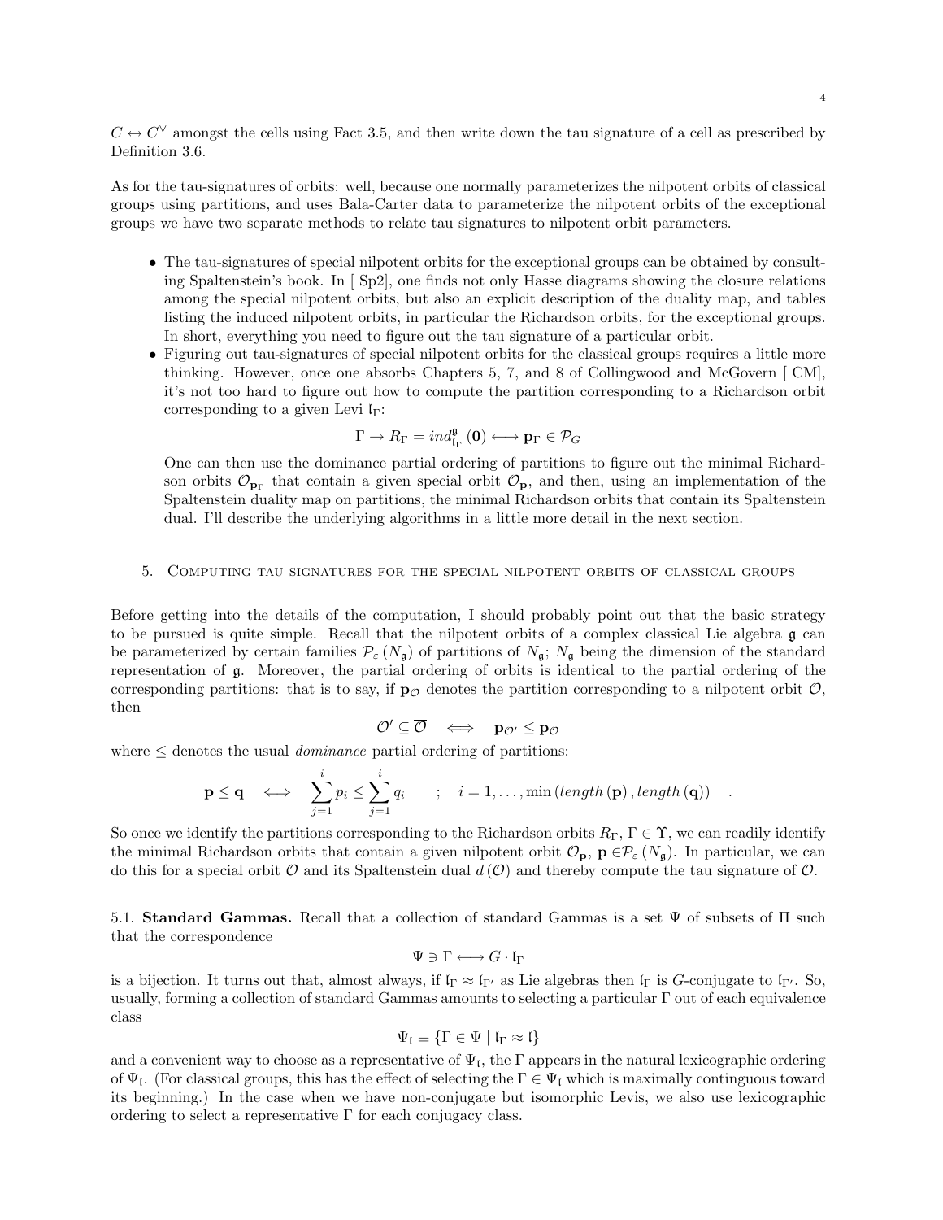$C \leftrightarrow C^{\vee}$ amongst the cells using Fact 3.5, and then write down the tau signature of a cell as prescribed by Definition 3.6.

As for the tau-signatures of orbits: well, because one normally parameterizes the nilpotent orbits of classical groups using partitions, and uses Bala-Carter data to parameterize the nilpotent orbits of the exceptional groups we have two separate methods to relate tau signatures to nilpotent orbit parameters.

- The tau-signatures of special nilpotent orbits for the exceptional groups can be obtained by consulting Spaltenstein's book. In [ Sp2], one finds not only Hasse diagrams showing the closure relations among the special nilpotent orbits, but also an explicit description of the duality map, and tables listing the induced nilpotent orbits, in particular the Richardson orbits, for the exceptional groups. In short, everything you need to figure out the tau signature of a particular orbit.
- Figuring out tau-signatures of special nilpotent orbits for the classical groups requires a little more thinking. However, once one absorbs Chapters 5, 7, and 8 of Collingwood and McGovern [ CM], it's not too hard to figure out how to compute the partition corresponding to a Richardson orbit corresponding to a given Levi $\mathfrak{l}_{\Gamma}$:

$$\Gamma \rightarrow R_{\Gamma} = ind_{\mathfrak{l}_{\Gamma}}^{\mathfrak{g}}(\mathbf{0}) \longleftrightarrow \mathbf{p}_{\Gamma} \in \mathcal{P}_G$$

One can then use the dominance partial ordering of partitions to figure out the minimal Richardson orbits $\mathcal{O}_{\mathbf{p}_{\Gamma}}$ that contain a given special orbit $\mathcal{O}_{\mathbf{p}}$, and then, using an implementation of the Spaltenstein duality map on partitions, the minimal Richardson orbits that contain its Spaltenstein dual. I'll describe the underlying algorithms in a little more detail in the next section.

## 5. Computing tau signatures for the special nilpotent orbits of classical groups

Before getting into the details of the computation, I should probably point out that the basic strategy to be pursued is quite simple. Recall that the nilpotent orbits of a complex classical Lie algebra $\mathfrak{g}$ can be parameterized by certain families $\mathcal{P}_{\varepsilon}(N_{\mathfrak{g}})$ of partitions of $N_{\mathfrak{g}}$; $N_{\mathfrak{g}}$ being the dimension of the standard representation of $\mathfrak{g}$. Moreover, the partial ordering of orbits is identical to the partial ordering of the corresponding partitions: that is to say, if $\mathbf{p}_{\mathcal{O}}$ denotes the partition corresponding to a nilpotent orbit $\mathcal{O}$, then

$$\mathcal{O}' \subseteq \overline{\mathcal{O}} \quad \Longleftrightarrow \quad \mathbf{p}_{\mathcal{O}'} \leq \mathbf{p}_{\mathcal{O}}$$

where $\leq$ denotes the usual *dominance* partial ordering of partitions:

$$\mathbf{p} \leq \mathbf{q} \quad \Longleftrightarrow \quad \sum_{j=1}^{i} p_i \leq \sum_{j=1}^{i} q_i \qquad ; \quad i = 1, \ldots, \min\left(length\left(\mathbf{p}\right), length\left(\mathbf{q}\right)\right) \quad .$$

So once we identify the partitions corresponding to the Richardson orbits $R_{\Gamma}$, $\Gamma \in \Upsilon$, we can readily identify the minimal Richardson orbits that contain a given nilpotent orbit $\mathcal{O}_{\mathbf{p}}$, $\mathbf{p} \in \mathcal{P}_{\varepsilon}(N_{\mathfrak{g}})$. In particular, we can do this for a special orbit $\mathcal{O}$ and its Spaltenstein dual $d(\mathcal{O})$ and thereby compute the tau signature of $\mathcal{O}$.

**5.1. Standard Gammas.** Recall that a collection of standard Gammas is a set $\Psi$ of subsets of $\Pi$ such that the correspondence

$$\Psi \ni \Gamma \longleftrightarrow G \cdot \mathfrak{l}_{\Gamma}$$

is a bijection. It turns out that, almost always, if $\mathfrak{l}_{\Gamma} \approx \mathfrak{l}_{\Gamma'}$ as Lie algebras then $\mathfrak{l}_{\Gamma}$ is $G$-conjugate to $\mathfrak{l}_{\Gamma'}$. So, usually, forming a collection of standard Gammas amounts to selecting a particular $\Gamma$ out of each equivalence class

$$\Psi_{\mathfrak{l}} \equiv \{\Gamma \in \Psi \mid \mathfrak{l}_{\Gamma} \approx \mathfrak{l}\}$$

and a convenient way to choose as a representative of $\Psi_{\mathfrak{l}}$, the $\Gamma$ appears in the natural lexicographic ordering of $\Psi_{\mathfrak{l}}$. (For classical groups, this has the effect of selecting the $\Gamma \in \Psi_{\mathfrak{l}}$ which is maximally continguous toward its beginning.) In the case when we have non-conjugate but isomorphic Levis, we also use lexicographic ordering to select a representative $\Gamma$ for each conjugacy class.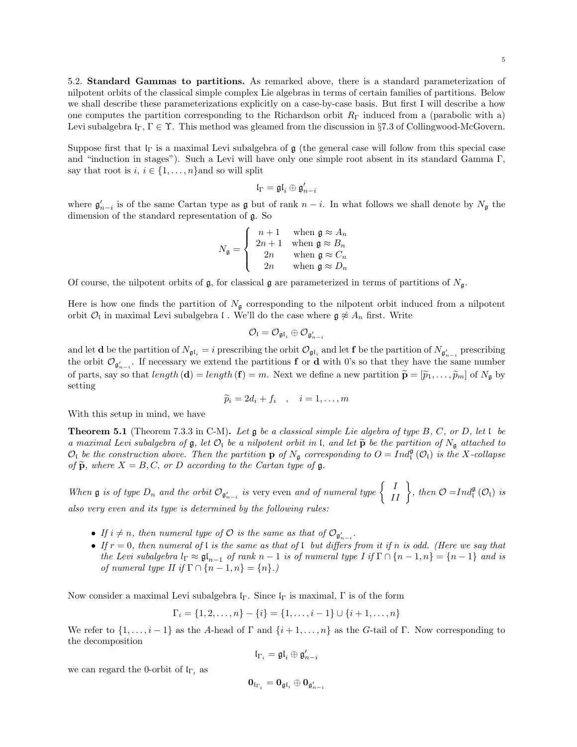**5.2. Standard Gammas to partitions.** As remarked above, there is a standard parameterization of nilpotent orbits of the classical simple complex Lie algebras in terms of certain families of partitions. Below we shall describe these parameterizations explicitly on a case-by-case basis. But first I will describe a how one computes the partition corresponding to the Richardson orbit $R_\Gamma$ induced from a (parabolic with a) Levi subalgebra $\mathfrak{l}_\Gamma$, $\Gamma \in \Upsilon$. This method was gleamed from the discussion in §7.3 of Collingwood-McGovern.

Suppose first that $\mathfrak{l}_\Gamma$ is a maximal Levi subalgebra of $\mathfrak{g}$ (the general case will follow from this special case and "induction in stages"). Such a Levi will have only one simple root absent in its standard Gamma $\Gamma$, say that root is $i$, $i \in \{1, \ldots, n\}$and so will split

$$\mathfrak{l}_\Gamma = \mathfrak{gl}_i \oplus \mathfrak{g}'_{n-i}$$

where $\mathfrak{g}'_{n-i}$ is of the same Cartan type as $\mathfrak{g}$ but of rank $n-i$. In what follows we shall denote by $N_\mathfrak{g}$ the dimension of the standard representation of $\mathfrak{g}$. So

$$N_\mathfrak{g} = \begin{cases} n+1 & \text{when } \mathfrak{g} \approx A_n \\ 2n+1 & \text{when } \mathfrak{g} \approx B_n \\ 2n & \text{when } \mathfrak{g} \approx C_n \\ 2n & \text{when } \mathfrak{g} \approx D_n \end{cases}$$

Of course, the nilpotent orbits of $\mathfrak{g}$, for classical $\mathfrak{g}$ are parameterized in terms of partitions of $N_\mathfrak{g}$.

Here is how one finds the partition of $N_\mathfrak{g}$ corresponding to the nilpotent orbit induced from a nilpotent orbit $\mathcal{O}_\mathfrak{l}$ in maximal Levi subalgebra $\mathfrak{l}$ . We'll do the case where $\mathfrak{g} \not\approx A_n$ first. Write

$$\mathcal{O}_\mathfrak{l} = \mathcal{O}_{\mathfrak{gl}_i} \oplus \mathcal{O}_{\mathfrak{g}'_{n-i}}$$

and let $\mathbf{d}$ be the partition of $N_{\mathfrak{gl}_i} = i$ prescribing the orbit $\mathcal{O}_{\mathfrak{gl}_i}$ and let $\mathbf{f}$ be the partition of $N_{\mathfrak{g}'_{n-i}}$ prescribing the orbit $\mathcal{O}_{\mathfrak{g}'_{n-i}}$. If necessary we extend the partitions $\mathbf{f}$ or $\mathbf{d}$ with 0's so that they have the same number of parts, say so that $length(\mathbf{d}) = length(\mathbf{f}) = m$. Next we define a new partition $\widetilde{\mathbf{p}} = [\widetilde{p}_1, \ldots, \widetilde{p}_m]$ of $N_\mathfrak{g}$ by setting

$$\widetilde{p}_i = 2d_i + f_i \quad , \quad i = 1, \ldots, m$$

With this setup in mind, we have

**Theorem 5.1** (Theorem 7.3.3 in C-M)**.** *Let $\mathfrak{g}$ be a classical simple Lie algebra of type B, C, or D, let $\mathfrak{l}$ be a maximal Levi subalgebra of $\mathfrak{g}$, let $\mathcal{O}_\mathfrak{l}$ be a nilpotent orbit in $\mathfrak{l}$, and let $\widetilde{\mathbf{p}}$ be the partition of $N_\mathfrak{g}$ attached to $\mathcal{O}_\mathfrak{l}$ be the construction above. Then the partition $\mathbf{p}$ of $N_\mathfrak{g}$ corresponding to $O = Ind_\mathfrak{l}^\mathfrak{g}(\mathcal{O}_\mathfrak{l})$ is the X-collapse of $\widetilde{\mathbf{p}}$, where $X = B, C,$ or $D$ according to the Cartan type of $\mathfrak{g}$.*

*When $\mathfrak{g}$ is of type $D_n$ and the orbit $\mathcal{O}_{\mathfrak{g}'_{n-i}}$* is very even *and of numeral type $\left\{ \begin{array}{c} I \\ II \end{array} \right\}$, then $\mathcal{O} = Ind_\mathfrak{l}^\mathfrak{g}(\mathcal{O}_\mathfrak{l})$ is also very even and its type is determined by the following rules:*

- *If $i \neq n$, then numeral type of $\mathcal{O}$ is the same as that of $\mathcal{O}_{\mathfrak{g}'_{n-i}}$.*
- *If $r = 0$, then numeral of $\mathfrak{l}$ is the same as that of $\mathfrak{l}$ but differs from it if $n$ is odd. (Here we say that the Levi subalgebra $l_\Gamma \approx \mathfrak{gl}_{n-1}$ of rank $n-1$ is of numeral type I if $\Gamma \cap \{n-1, n\} = \{n-1\}$ and is of numeral type II if $\Gamma \cap \{n-1, n\} = \{n\}$.)*

Now consider a maximal Levi subalgebra $\mathfrak{l}_\Gamma$. Since $\mathfrak{l}_\Gamma$ is maximal, $\Gamma$ is of the form

$$\Gamma_i = \{1, 2, \ldots, n\} - \{i\} = \{1, \ldots, i-1\} \cup \{i+1, \ldots, n\}$$

We refer to $\{1, \ldots, i-1\}$ as the $A$-head of $\Gamma$ and $\{i+1, \ldots, n\}$ as the $G$-tail of $\Gamma$. Now corresponding to the decomposition

$$\mathfrak{l}_{\Gamma_i} = \mathfrak{gl}_i \oplus \mathfrak{g}'_{n-i}$$

we can regard the 0-orbit of $\mathfrak{l}_{\Gamma_i}$ as

$$\mathbf{0}_{\mathfrak{l}_{\Gamma_i}} = \mathbf{0}_{\mathfrak{gl}_i} \oplus \mathbf{0}_{\mathfrak{g}'_{n-i}}$$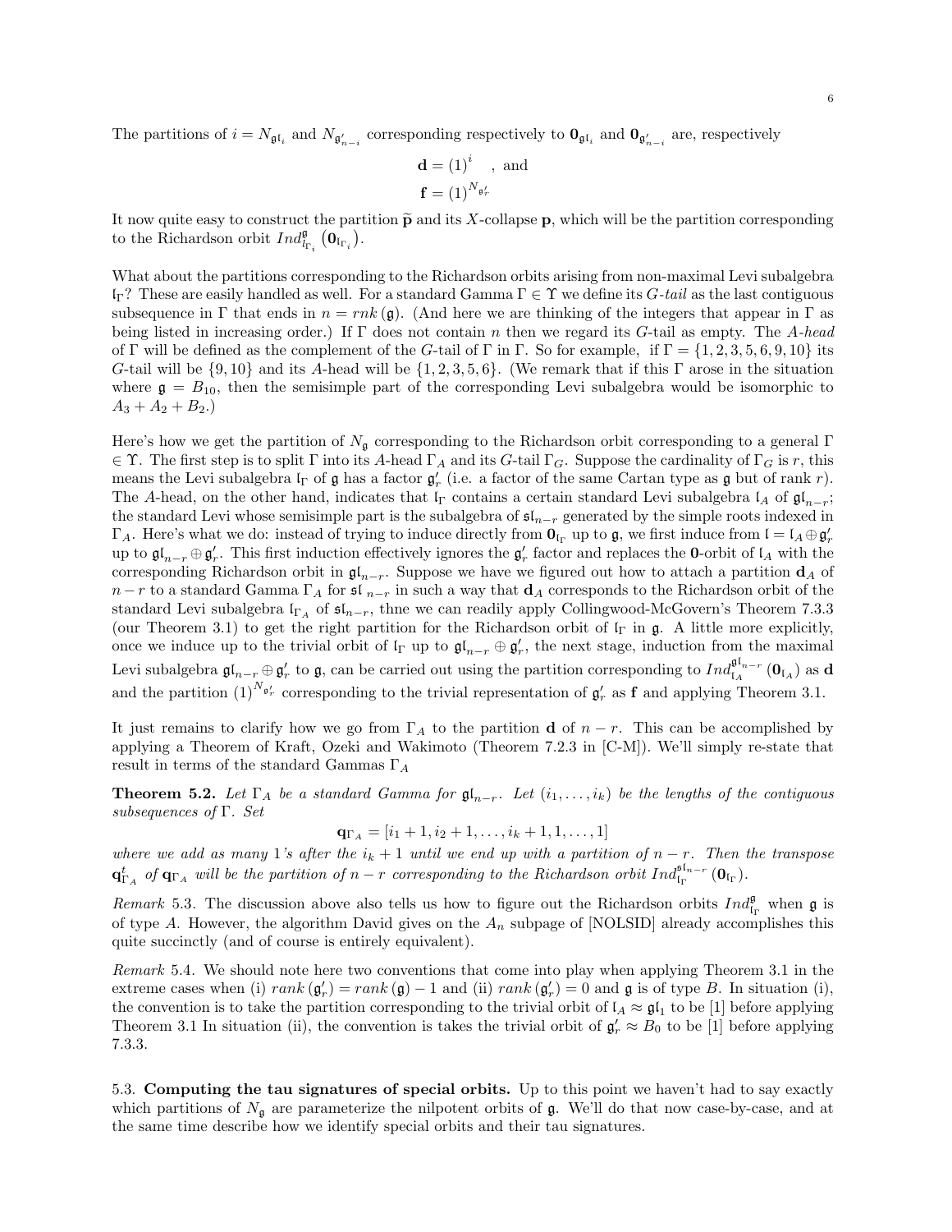The partitions of $i = N_{\mathfrak{gl}_i}$ and $N_{\mathfrak{g}'_{n-i}}$ corresponding respectively to $\mathbf{0}_{\mathfrak{gl}_i}$ and $\mathbf{0}_{\mathfrak{g}'_{n-i}}$ are, respectively

$$\mathbf{d} = (1)^i \quad , \text{ and}$$
$$\mathbf{f} = (1)^{N_{\mathfrak{g}'_r}}$$

It now quite easy to construct the partition $\widetilde{\mathbf{p}}$ and its $X$-collapse $\mathbf{p}$, which will be the partition corresponding to the Richardson orbit $Ind_{\mathfrak{l}_{\Gamma_i}}^{\mathfrak{g}}\left(\mathbf{0}_{\mathfrak{l}_{\Gamma_i}}\right)$.

What about the partitions corresponding to the Richardson orbits arising from non-maximal Levi subalgebra $\mathfrak{l}_\Gamma$? These are easily handled as well. For a standard Gamma $\Gamma \in \Upsilon$ we define its *G-tail* as the last contiguous subsequence in $\Gamma$ that ends in $n = rnk(\mathfrak{g})$. (And here we are thinking of the integers that appear in $\Gamma$ as being listed in increasing order.) If $\Gamma$ does not contain $n$ then we regard its $G$-tail as empty. The *A-head* of $\Gamma$ will be defined as the complement of the $G$-tail of $\Gamma$ in $\Gamma$. So for example, if $\Gamma = \{1, 2, 3, 5, 6, 9, 10\}$ its $G$-tail will be $\{9, 10\}$ and its $A$-head will be $\{1, 2, 3, 5, 6\}$. (We remark that if this $\Gamma$ arose in the situation where $\mathfrak{g} = B_{10}$, then the semisimple part of the corresponding Levi subalgebra would be isomorphic to $A_3 + A_2 + B_2$.)

Here's how we get the partition of $N_\mathfrak{g}$ corresponding to the Richardson orbit corresponding to a general $\Gamma \in \Upsilon$. The first step is to split $\Gamma$ into its $A$-head $\Gamma_A$ and its $G$-tail $\Gamma_G$. Suppose the cardinality of $\Gamma_G$ is $r$, this means the Levi subalgebra $\mathfrak{l}_\Gamma$ of $\mathfrak{g}$ has a factor $\mathfrak{g}'_r$ (i.e. a factor of the same Cartan type as $\mathfrak{g}$ but of rank $r$). The $A$-head, on the other hand, indicates that $\mathfrak{l}_\Gamma$ contains a certain standard Levi subalgebra $\mathfrak{l}_A$ of $\mathfrak{gl}_{n-r}$; the standard Levi whose semisimple part is the subalgebra of $\mathfrak{sl}_{n-r}$ generated by the simple roots indexed in $\Gamma_A$. Here's what we do: instead of trying to induce directly from $\mathbf{0}_{\mathfrak{l}_\Gamma}$ up to $\mathfrak{g}$, we first induce from $\mathfrak{l} = \mathfrak{l}_A \oplus \mathfrak{g}'_r$ up to $\mathfrak{gl}_{n-r} \oplus \mathfrak{g}'_r$. This first induction effectively ignores the $\mathfrak{g}'_r$ factor and replaces the $\mathbf{0}$-orbit of $\mathfrak{l}_A$ with the corresponding Richardson orbit in $\mathfrak{gl}_{n-r}$. Suppose we have we figured out how to attach a partition $\mathbf{d}_A$ of $n-r$ to a standard Gamma $\Gamma_A$ for $\mathfrak{sl}_{n-r}$ in such a way that $\mathbf{d}_A$ corresponds to the Richardson orbit of the standard Levi subalgebra $\mathfrak{l}_{\Gamma_A}$ of $\mathfrak{sl}_{n-r}$, thne we can readily apply Collingwood-McGovern's Theorem 7.3.3 (our Theorem 3.1) to get the right partition for the Richardson orbit of $\mathfrak{l}_\Gamma$ in $\mathfrak{g}$. A little more explicitly, once we induce up to the trivial orbit of $\mathfrak{l}_\Gamma$ up to $\mathfrak{gl}_{n-r} \oplus \mathfrak{g}'_r$, the next stage, induction from the maximal Levi subalgebra $\mathfrak{gl}_{n-r} \oplus \mathfrak{g}'_r$ to $\mathfrak{g}$, can be carried out using the partition corresponding to $Ind_{\mathfrak{l}_A}^{\mathfrak{gl}_{n-r}}(\mathbf{0}_{\mathfrak{l}_A})$ as $\mathbf{d}$ and the partition $(1)^{N_{\mathfrak{g}'_r}}$ corresponding to the trivial representation of $\mathfrak{g}'_r$ as $\mathbf{f}$ and applying Theorem 3.1.

It just remains to clarify how we go from $\Gamma_A$ to the partition $\mathbf{d}$ of $n-r$. This can be accomplished by applying a Theorem of Kraft, Ozeki and Wakimoto (Theorem 7.2.3 in [C-M]). We'll simply re-state that result in terms of the standard Gammas $\Gamma_A$

**Theorem 5.2.** *Let $\Gamma_A$ be a standard Gamma for $\mathfrak{gl}_{n-r}$. Let $(i_1, \ldots, i_k)$ be the lengths of the contiguous subsequences of $\Gamma$. Set*

$$\mathbf{q}_{\Gamma_A} = [i_1 + 1, i_2 + 1, \ldots, i_k + 1, 1, \ldots, 1]$$

*where we add as many 1's after the $i_k + 1$ until we end up with a partition of $n-r$. Then the transpose $\mathbf{q}^t_{\Gamma_A}$ of $\mathbf{q}_{\Gamma_A}$ will be the partition of $n-r$ corresponding to the Richardson orbit $Ind_{\mathfrak{l}_\Gamma}^{\mathfrak{sl}_{n-r}}(\mathbf{0}_{\mathfrak{l}_\Gamma})$.*

*Remark* 5.3. The discussion above also tells us how to figure out the Richardson orbits $Ind_{\mathfrak{l}_\Gamma}^{\mathfrak{g}}$ when $\mathfrak{g}$ is of type $A$. However, the algorithm David gives on the $A_n$ subpage of [NOLSID] already accomplishes this quite succinctly (and of course is entirely equivalent).

*Remark* 5.4. We should note here two conventions that come into play when applying Theorem 3.1 in the extreme cases when (i) $rank(\mathfrak{g}'_r) = rank(\mathfrak{g}) - 1$ and (ii) $rank(\mathfrak{g}'_r) = 0$ and $\mathfrak{g}$ is of type $B$. In situation (i), the convention is to take the partition corresponding to the trivial orbit of $\mathfrak{l}_A \approx \mathfrak{gl}_1$ to be [1] before applying Theorem 3.1 In situation (ii), the convention is takes the trivial orbit of $\mathfrak{g}'_r \approx B_0$ to be [1] before applying 7.3.3.

## 5.3. Computing the tau signatures of special orbits.

Up to this point we haven't had to say exactly which partitions of $N_\mathfrak{g}$ are parameterize the nilpotent orbits of $\mathfrak{g}$. We'll do that now case-by-case, and at the same time describe how we identify special orbits and their tau signatures.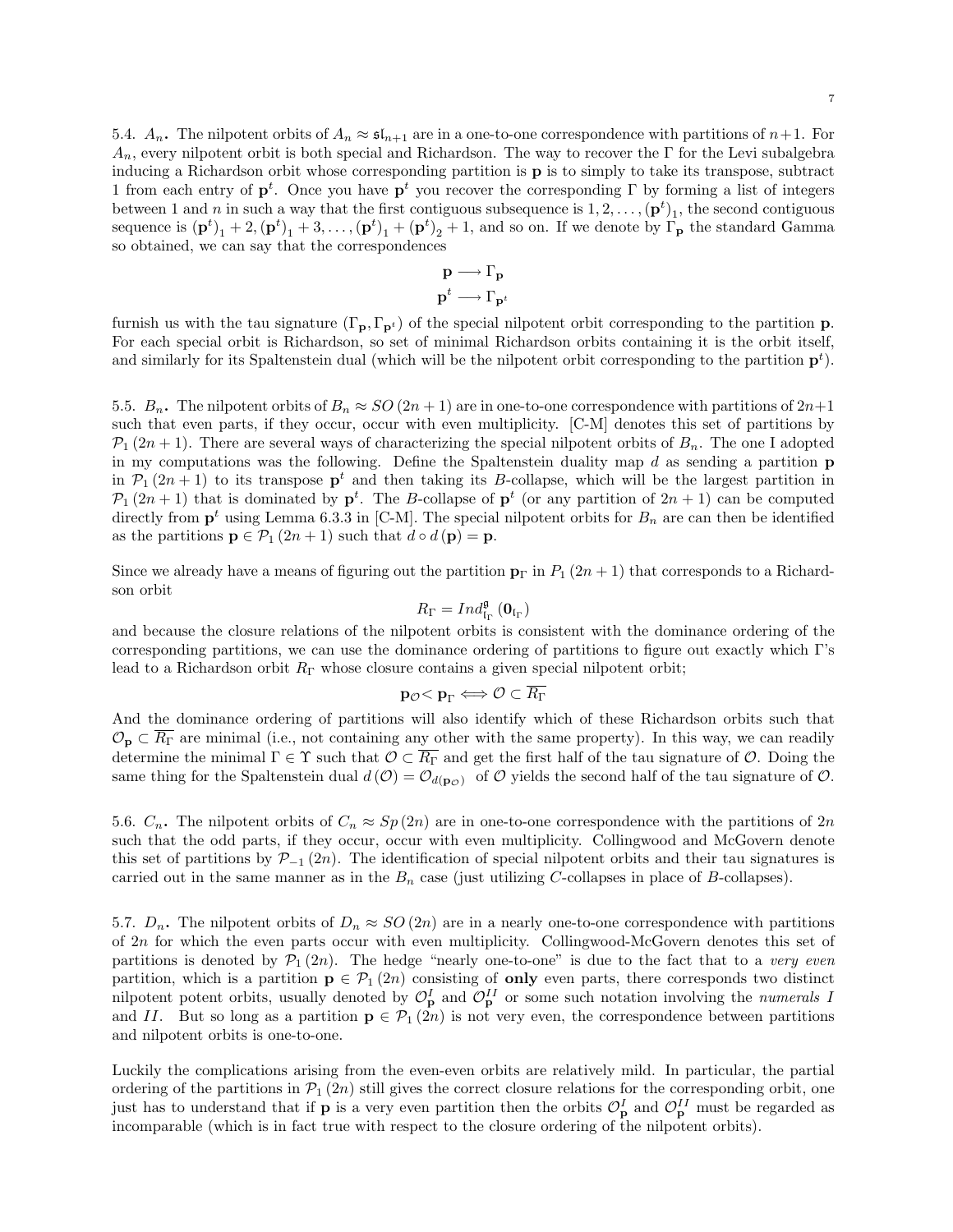5.4. $A_n$**.** The nilpotent orbits of $A_n \approx \mathfrak{sl}_{n+1}$ are in a one-to-one correspondence with partitions of $n+1$. For $A_n$, every nilpotent orbit is both special and Richardson. The way to recover the $\Gamma$ for the Levi subalgebra inducing a Richardson orbit whose corresponding partition is $\mathbf{p}$ is to simply to take its transpose, subtract 1 from each entry of $\mathbf{p}^t$. Once you have $\mathbf{p}^t$ you recover the corresponding $\Gamma$ by forming a list of integers between 1 and $n$ in such a way that the first contiguous subsequence is $1, 2, \ldots, (\mathbf{p}^t)_1$, the second contiguous sequence is $(\mathbf{p}^t)_1 + 2, (\mathbf{p}^t)_1 + 3, \ldots, (\mathbf{p}^t)_1 + (\mathbf{p}^t)_2 + 1$, and so on. If we denote by $\Gamma_{\mathbf{p}}$ the standard Gamma so obtained, we can say that the correspondences

$$\mathbf{p} \longrightarrow \Gamma_{\mathbf{p}}$$
$$\mathbf{p}^t \longrightarrow \Gamma_{\mathbf{p}^t}$$

furnish us with the tau signature $(\Gamma_{\mathbf{p}}, \Gamma_{\mathbf{p}^t})$ of the special nilpotent orbit corresponding to the partition $\mathbf{p}$. For each special orbit is Richardson, so set of minimal Richardson orbits containing it is the orbit itself, and similarly for its Spaltenstein dual (which will be the nilpotent orbit corresponding to the partition $\mathbf{p}^t$).

5.5. $B_n$**.** The nilpotent orbits of $B_n \approx SO(2n+1)$ are in one-to-one correspondence with partitions of $2n+1$ such that even parts, if they occur, occur with even multiplicity. [C-M] denotes this set of partitions by $\mathcal{P}_1(2n+1)$. There are several ways of characterizing the special nilpotent orbits of $B_n$. The one I adopted in my computations was the following. Define the Spaltenstein duality map $d$ as sending a partition $\mathbf{p}$ in $\mathcal{P}_1(2n+1)$ to its transpose $\mathbf{p}^t$ and then taking its $B$-collapse, which will be the largest partition in $\mathcal{P}_1(2n+1)$ that is dominated by $\mathbf{p}^t$. The $B$-collapse of $\mathbf{p}^t$ (or any partition of $2n+1$) can be computed directly from $\mathbf{p}^t$ using Lemma 6.3.3 in [C-M]. The special nilpotent orbits for $B_n$ are can then be identified as the partitions $\mathbf{p} \in \mathcal{P}_1(2n+1)$ such that $d \circ d(\mathbf{p}) = \mathbf{p}$.

Since we already have a means of figuring out the partition $\mathbf{p}_\Gamma$ in $P_1(2n+1)$ that corresponds to a Richardson orbit

$$R_\Gamma = Ind_{\mathfrak{l}_\Gamma}^{\mathfrak{g}}(\mathbf{0}_{\mathfrak{l}_\Gamma})$$

and because the closure relations of the nilpotent orbits is consistent with the dominance ordering of the corresponding partitions, we can use the dominance ordering of partitions to figure out exactly which $\Gamma$'s lead to a Richardson orbit $R_\Gamma$ whose closure contains a given special nilpotent orbit;

$$\mathbf{p}_{\mathcal{O}} < \mathbf{p}_\Gamma \Longleftrightarrow \mathcal{O} \subset \overline{R_\Gamma}$$

And the dominance ordering of partitions will also identify which of these Richardson orbits such that $\mathcal{O}_{\mathbf{p}} \subset \overline{R_\Gamma}$ are minimal (i.e., not containing any other with the same property). In this way, we can readily determine the minimal $\Gamma \in \Upsilon$ such that $\mathcal{O} \subset \overline{R_\Gamma}$ and get the first half of the tau signature of $\mathcal{O}$. Doing the same thing for the Spaltenstein dual $d(\mathcal{O}) = \mathcal{O}_{d(\mathbf{p}_{\mathcal{O}})}$ of $\mathcal{O}$ yields the second half of the tau signature of $\mathcal{O}$.

5.6. $C_n$**.** The nilpotent orbits of $C_n \approx Sp(2n)$ are in one-to-one correspondence with the partitions of $2n$ such that the odd parts, if they occur, occur with even multiplicity. Collingwood and McGovern denote this set of partitions by $\mathcal{P}_{-1}(2n)$. The identification of special nilpotent orbits and their tau signatures is carried out in the same manner as in the $B_n$ case (just utilizing $C$-collapses in place of $B$-collapses).

5.7. $D_n$**.** The nilpotent orbits of $D_n \approx SO(2n)$ are in a nearly one-to-one correspondence with partitions of $2n$ for which the even parts occur with even multiplicity. Collingwood-McGovern denotes this set of partitions is denoted by $\mathcal{P}_1(2n)$. The hedge "nearly one-to-one" is due to the fact that to a *very even* partition, which is a partition $\mathbf{p} \in \mathcal{P}_1(2n)$ consisting of **only** even parts, there corresponds two distinct nilpotent potent orbits, usually denoted by $\mathcal{O}_{\mathbf{p}}^I$ and $\mathcal{O}_{\mathbf{p}}^{II}$ or some such notation involving the *numerals* $I$ and $II$. But so long as a partition $\mathbf{p} \in \mathcal{P}_1(2n)$ is not very even, the correspondence between partitions and nilpotent orbits is one-to-one.

Luckily the complications arising from the even-even orbits are relatively mild. In particular, the partial ordering of the partitions in $\mathcal{P}_1(2n)$ still gives the correct closure relations for the corresponding orbit, one just has to understand that if $\mathbf{p}$ is a very even partition then the orbits $\mathcal{O}_{\mathbf{p}}^I$ and $\mathcal{O}_{\mathbf{p}}^{II}$ must be regarded as incomparable (which is in fact true with respect to the closure ordering of the nilpotent orbits).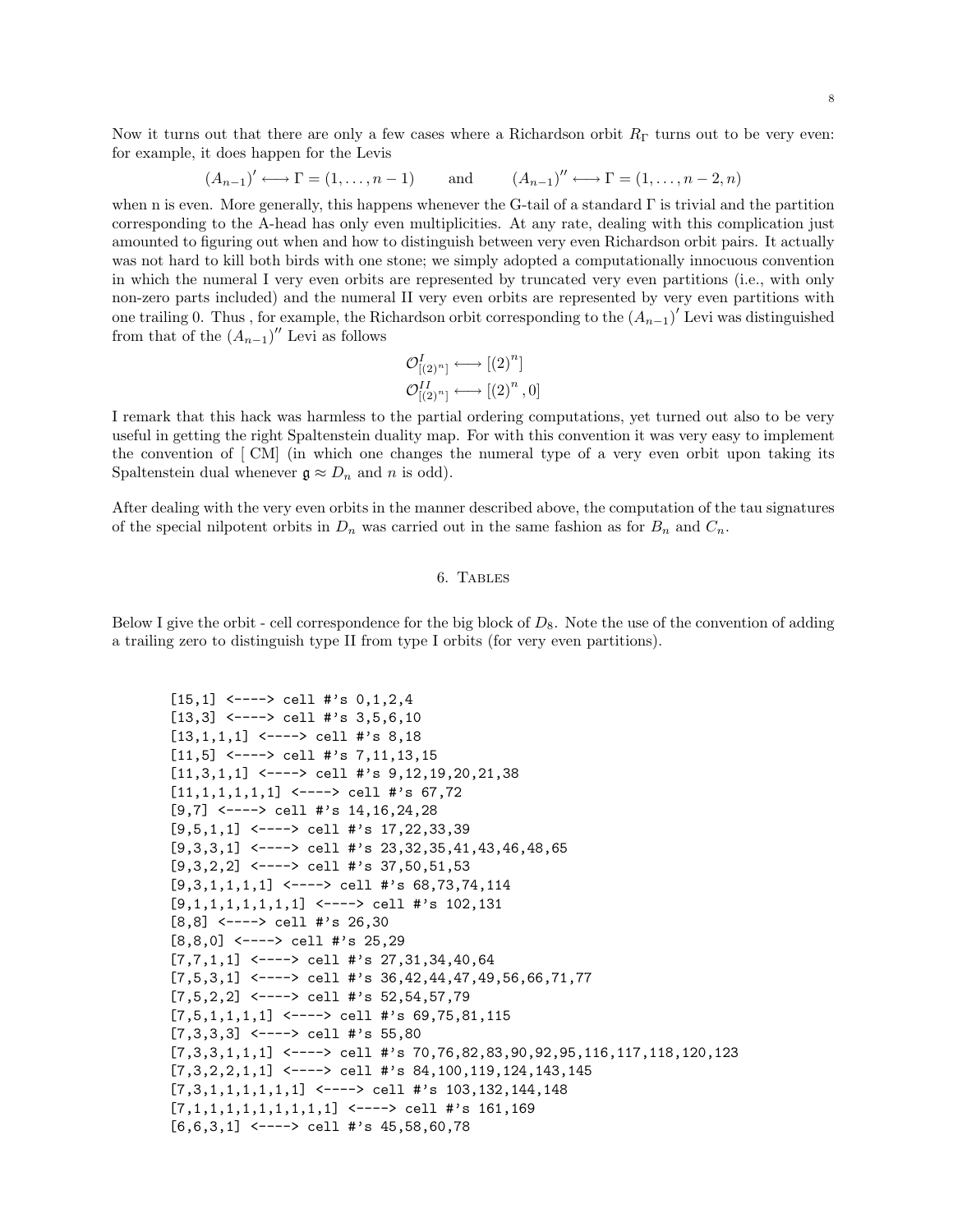Now it turns out that there are only a few cases where a Richardson orbit $R_\Gamma$ turns out to be very even: for example, it does happen for the Levis

$$(A_{n-1})' \longleftrightarrow \Gamma = (1,\ldots,n-1) \qquad \text{and} \qquad (A_{n-1})'' \longleftrightarrow \Gamma = (1,\ldots,n-2,n)$$

when n is even. More generally, this happens whenever the G-tail of a standard $\Gamma$ is trivial and the partition corresponding to the A-head has only even multiplicities. At any rate, dealing with this complication just amounted to figuring out when and how to distinguish between very even Richardson orbit pairs. It actually was not hard to kill both birds with one stone; we simply adopted a computationally innocuous convention in which the numeral I very even orbits are represented by truncated very even partitions (i.e., with only non-zero parts included) and the numeral II very even orbits are represented by very even partitions with one trailing 0. Thus , for example, the Richardson orbit corresponding to the $(A_{n-1})'$ Levi was distinguished from that of the $(A_{n-1})''$ Levi as follows

$$\mathcal{O}^{I}_{[(2)^n]} \longleftrightarrow [(2)^n]$$
$$\mathcal{O}^{II}_{[(2)^n]} \longleftrightarrow [(2)^n, 0]$$

I remark that this hack was harmless to the partial ordering computations, yet turned out also to be very useful in getting the right Spaltenstein duality map. For with this convention it was very easy to implement the convention of [ CM] (in which one changes the numeral type of a very even orbit upon taking its Spaltenstein dual whenever $\mathfrak{g} \approx D_n$ and $n$ is odd).

After dealing with the very even orbits in the manner described above, the computation of the tau signatures of the special nilpotent orbits in $D_n$ was carried out in the same fashion as for $B_n$ and $C_n$.

## 6. Tables

Below I give the orbit - cell correspondence for the big block of $D_8$. Note the use of the convention of adding a trailing zero to distinguish type II from type I orbits (for very even partitions).

```
[15,1] <----> cell #'s 0,1,2,4
[13,3] <----> cell #'s 3,5,6,10
[13,1,1,1] <----> cell #'s 8,18
[11,5] <----> cell #'s 7,11,13,15
[11,3,1,1] <----> cell #'s 9,12,19,20,21,38
[11,1,1,1,1,1] <----> cell #'s 67,72
[9,7] <----> cell #'s 14,16,24,28
[9,5,1,1] <----> cell #'s 17,22,33,39
[9,3,3,1] <----> cell #'s 23,32,35,41,43,46,48,65
[9,3,2,2] <----> cell #'s 37,50,51,53
[9,3,1,1,1,1] <----> cell #'s 68,73,74,114
[9,1,1,1,1,1,1,1] <----> cell #'s 102,131
[8,8] <----> cell #'s 26,30
[8,8,0] <----> cell #'s 25,29
[7,7,1,1] <----> cell #'s 27,31,34,40,64
[7,5,3,1] <----> cell #'s 36,42,44,47,49,56,66,71,77
[7,5,2,2] <----> cell #'s 52,54,57,79
[7,5,1,1,1,1] <----> cell #'s 69,75,81,115
[7,3,3,3] <----> cell #'s 55,80
[7,3,3,1,1,1] <----> cell #'s 70,76,82,83,90,92,95,116,117,118,120,123
[7,3,2,2,1,1] <----> cell #'s 84,100,119,124,143,145
[7,3,1,1,1,1,1,1] <----> cell #'s 103,132,144,148
[7,1,1,1,1,1,1,1,1,1] <----> cell #'s 161,169
[6,6,3,1] <----> cell #'s 45,58,60,78
```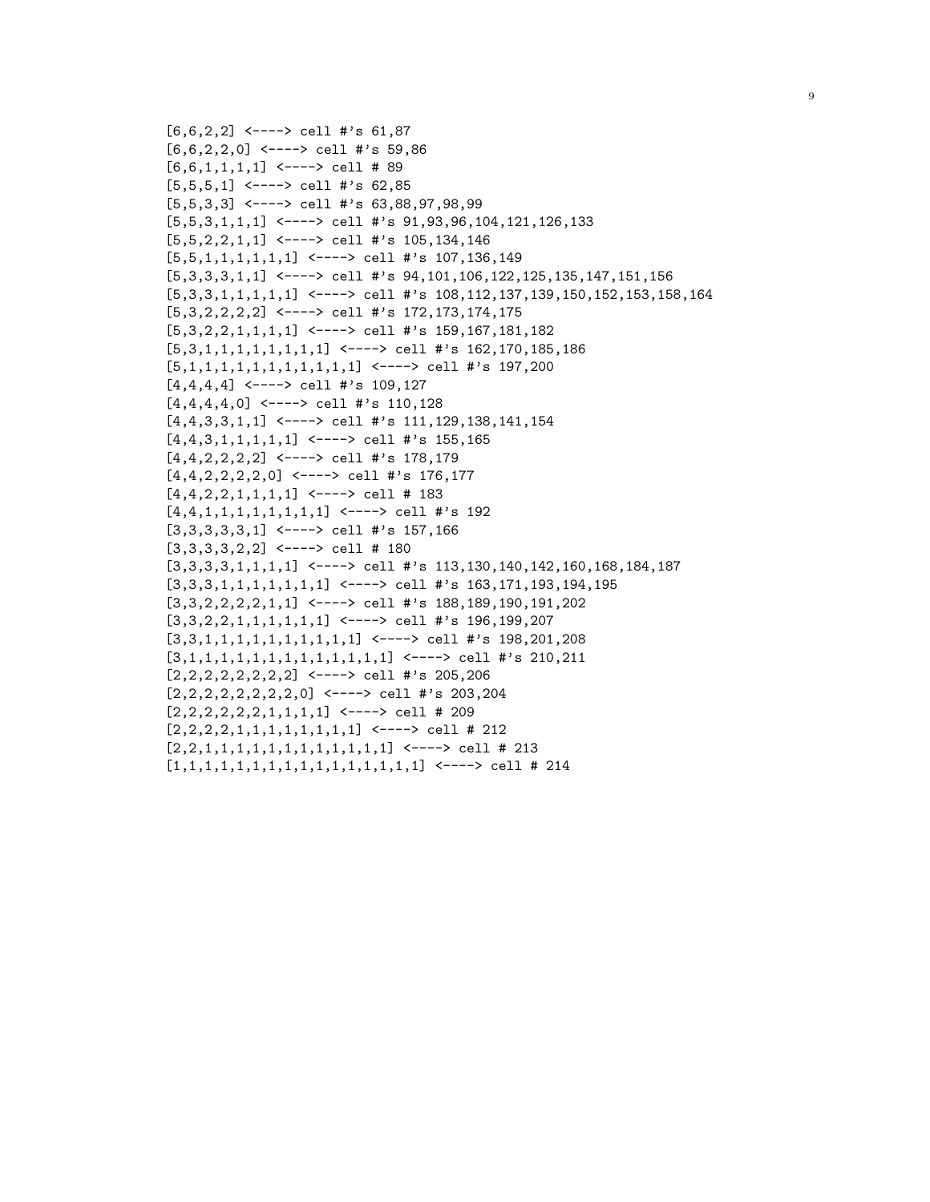```
[6,6,2,2] <----> cell #'s 61,87
[6,6,2,2,0] <----> cell #'s 59,86
[6,6,1,1,1,1] <----> cell # 89
[5,5,5,1] <----> cell #'s 62,85
[5,5,3,3] <----> cell #'s 63,88,97,98,99
[5,5,3,1,1,1] <----> cell #'s 91,93,96,104,121,126,133
[5,5,2,2,1,1] <----> cell #'s 105,134,146
[5,5,1,1,1,1,1,1] <----> cell #'s 107,136,149
[5,3,3,3,1,1] <----> cell #'s 94,101,106,122,125,135,147,151,156
[5,3,3,1,1,1,1,1] <----> cell #'s 108,112,137,139,150,152,153,158,164
[5,3,2,2,2,2] <----> cell #'s 172,173,174,175
[5,3,2,2,1,1,1,1] <----> cell #'s 159,167,181,182
[5,3,1,1,1,1,1,1,1,1] <----> cell #'s 162,170,185,186
[5,1,1,1,1,1,1,1,1,1,1,1] <----> cell #'s 197,200
[4,4,4,4] <----> cell #'s 109,127
[4,4,4,4,0] <----> cell #'s 110,128
[4,4,3,3,1,1] <----> cell #'s 111,129,138,141,154
[4,4,3,1,1,1,1,1] <----> cell #'s 155,165
[4,4,2,2,2,2] <----> cell #'s 178,179
[4,4,2,2,2,2,0] <----> cell #'s 176,177
[4,4,2,2,1,1,1,1] <----> cell # 183
[4,4,1,1,1,1,1,1,1,1] <----> cell #'s 192
[3,3,3,3,3,1] <----> cell #'s 157,166
[3,3,3,3,2,2] <----> cell # 180
[3,3,3,3,1,1,1,1] <----> cell #'s 113,130,140,142,160,168,184,187
[3,3,3,1,1,1,1,1,1,1] <----> cell #'s 163,171,193,194,195
[3,3,2,2,2,2,1,1] <----> cell #'s 188,189,190,191,202
[3,3,2,2,1,1,1,1,1,1] <----> cell #'s 196,199,207
[3,3,1,1,1,1,1,1,1,1,1,1] <----> cell #'s 198,201,208
[3,1,1,1,1,1,1,1,1,1,1,1,1,1] <----> cell #'s 210,211
[2,2,2,2,2,2,2,2] <----> cell #'s 205,206
[2,2,2,2,2,2,2,2,0] <----> cell #'s 203,204
[2,2,2,2,2,2,1,1,1,1] <----> cell # 209
[2,2,2,2,1,1,1,1,1,1,1,1] <----> cell # 212
[2,2,1,1,1,1,1,1,1,1,1,1,1,1] <----> cell # 213
[1,1,1,1,1,1,1,1,1,1,1,1,1,1,1,1] <----> cell # 214
```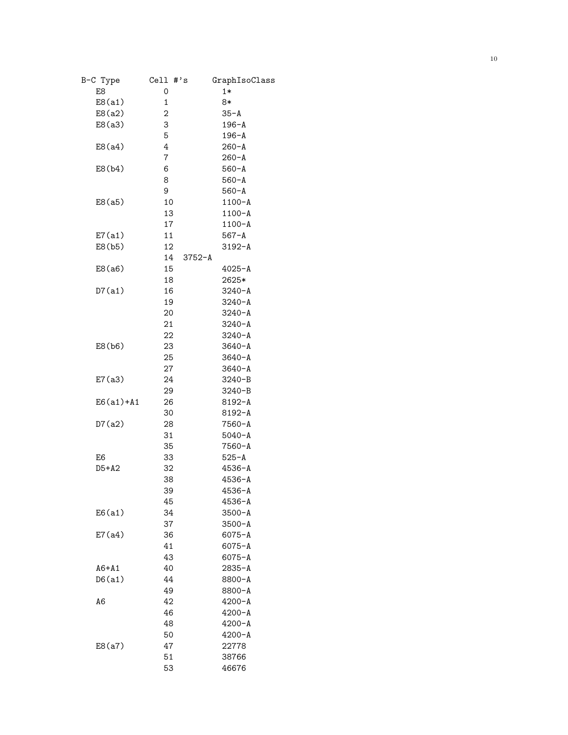| B-C Type | Cell #'s | GraphIsoClass |
|---|---|---|
| E8 | 0 | 1* |
| E8(a1) | 1 | 8* |
| E8(a2) | 2 | 35-A |
| E8(a3) | 3 | 196-A |
| | 5 | 196-A |
| E8(a4) | 4 | 260-A |
| | 7 | 260-A |
| E8(b4) | 6 | 560-A |
| | 8 | 560-A |
| | 9 | 560-A |
| E8(a5) | 10 | 1100-A |
| | 13 | 1100-A |
| | 17 | 1100-A |
| E7(a1) | 11 | 567-A |
| E8(b5) | 12 | 3192-A |
| | 14 3752-A | |
| E8(a6) | 15 | 4025-A |
| | 18 | 2625* |
| D7(a1) | 16 | 3240-A |
| | 19 | 3240-A |
| | 20 | 3240-A |
| | 21 | 3240-A |
| | 22 | 3240-A |
| E8(b6) | 23 | 3640-A |
| | 25 | 3640-A |
| | 27 | 3640-A |
| E7(a3) | 24 | 3240-B |
| | 29 | 3240-B |
| E6(a1)+A1 | 26 | 8192-A |
| | 30 | 8192-A |
| D7(a2) | 28 | 7560-A |
| | 31 | 5040-A |
| | 35 | 7560-A |
| E6 | 33 | 525-A |
| D5+A2 | 32 | 4536-A |
| | 38 | 4536-A |
| | 39 | 4536-A |
| | 45 | 4536-A |
| E6(a1) | 34 | 3500-A |
| | 37 | 3500-A |
| E7(a4) | 36 | 6075-A |
| | 41 | 6075-A |
| | 43 | 6075-A |
| A6+A1 | 40 | 2835-A |
| D6(a1) | 44 | 8800-A |
| | 49 | 8800-A |
| A6 | 42 | 4200-A |
| | 46 | 4200-A |
| | 48 | 4200-A |
| | 50 | 4200-A |
| E8(a7) | 47 | 22778 |
| | 51 | 38766 |
| | 53 | 46676 |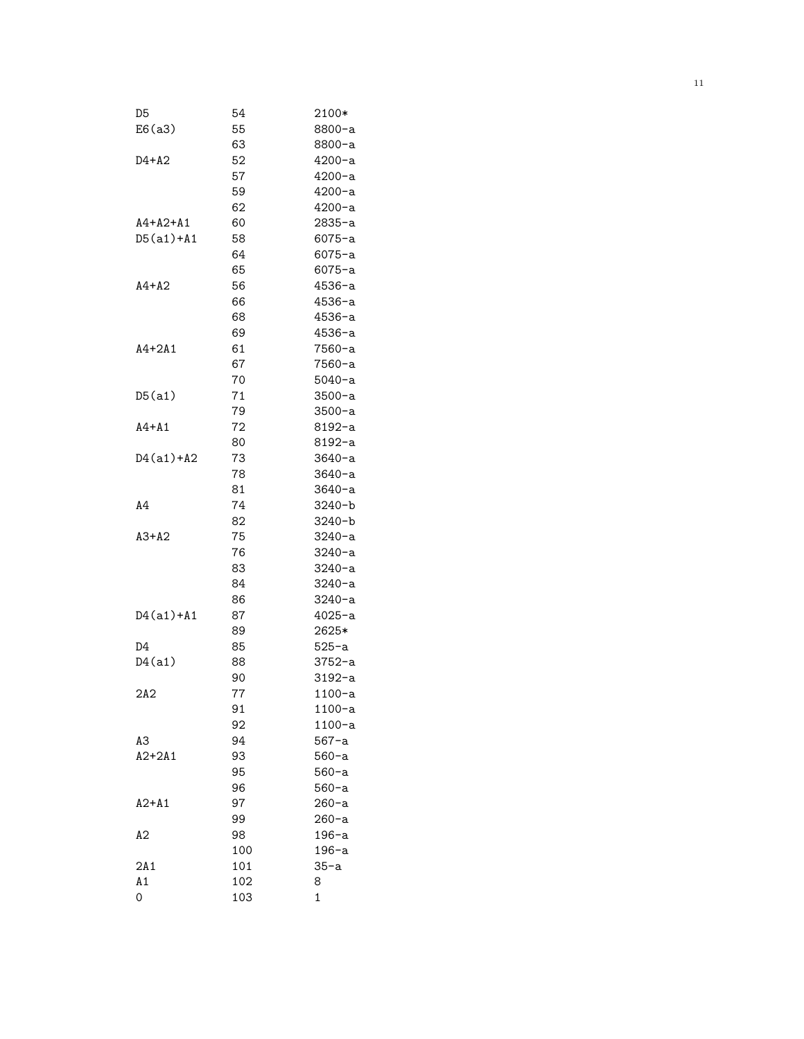```
D5          54      2100*
E6(a3)      55      8800-a
            63      8800-a
D4+A2       52      4200-a
            57      4200-a
            59      4200-a
            62      4200-a
A4+A2+A1    60      2835-a
D5(a1)+A1   58      6075-a
            64      6075-a
            65      6075-a
A4+A2       56      4536-a
            66      4536-a
            68      4536-a
            69      4536-a
A4+2A1      61      7560-a
            67      7560-a
            70      5040-a
D5(a1)      71      3500-a
            79      3500-a
A4+A1       72      8192-a
            80      8192-a
D4(a1)+A2   73      3640-a
            78      3640-a
            81      3640-a
A4          74      3240-b
            82      3240-b
A3+A2       75      3240-a
            76      3240-a
            83      3240-a
            84      3240-a
            86      3240-a
D4(a1)+A1   87      4025-a
            89      2625*
D4          85      525-a
D4(a1)      88      3752-a
            90      3192-a
2A2         77      1100-a
            91      1100-a
            92      1100-a
A3          94      567-a
A2+2A1      93      560-a
            95      560-a
            96      560-a
A2+A1       97      260-a
            99      260-a
A2          98      196-a
            100     196-a
2A1         101     35-a
A1          102     8
0           103     1
```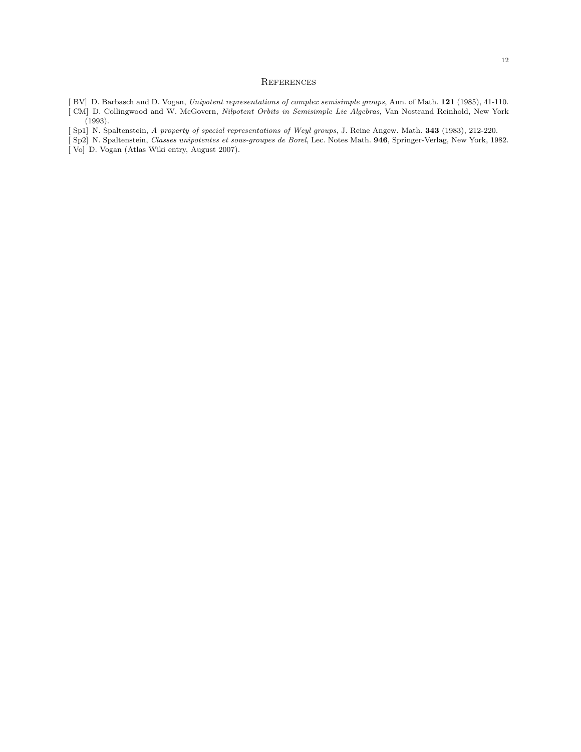## References

[ BV] D. Barbasch and D. Vogan, *Unipotent representations of complex semisimple groups*, Ann. of Math. **121** (1985), 41-110.

[ CM] D. Collingwood and W. McGovern, *Nilpotent Orbits in Semisimple Lie Algebras*, Van Nostrand Reinhold, New York (1993).

[ Sp1] N. Spaltenstein, *A property of special representations of Weyl groups*, J. Reine Angew. Math. **343** (1983), 212-220.

[ Sp2] N. Spaltenstein, *Classes unipotentes et sous-groupes de Borel*, Lec. Notes Math. **946**, Springer-Verlag, New York, 1982.

[ Vo] D. Vogan (Atlas Wiki entry, August 2007).